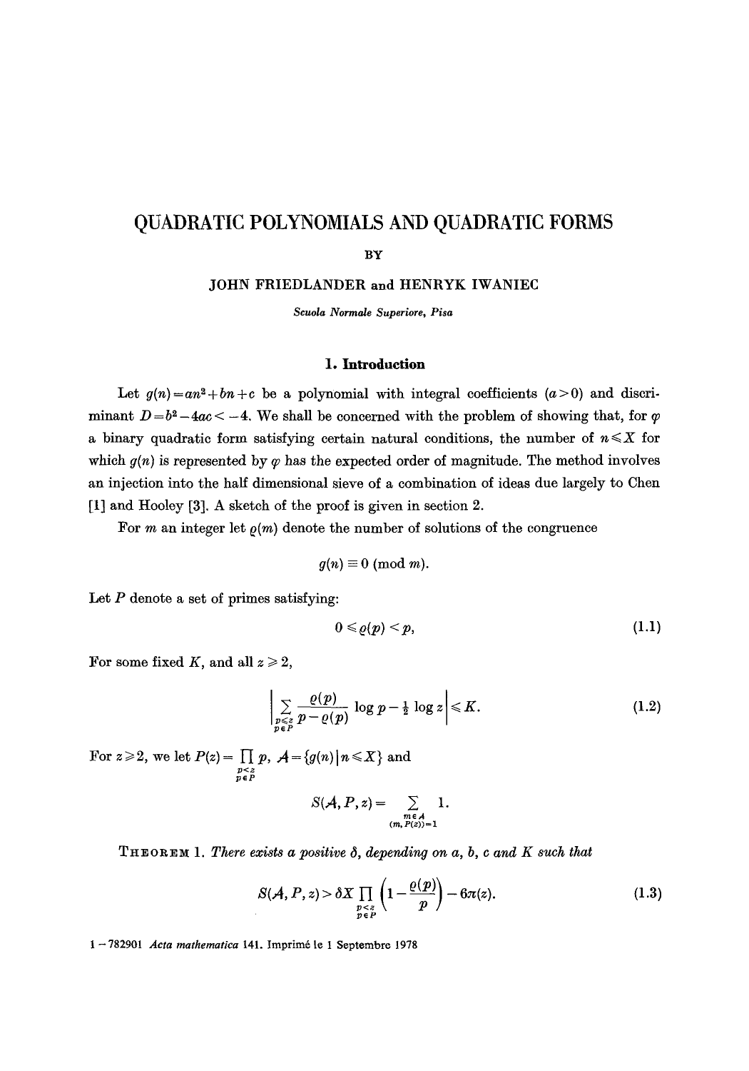# QUADRATIC POLYNOMIALS AND QUADRATIC FORMS

BY

JOHN FRIEDLANDER and HENRYK IWANIEC

*Scuola Normale Superiore, Pisa*

## 1. Introduction

Let $g(n) = an^2 + bn + c$ be a polynomial with integral coefficients ($a > 0$) and discriminant $D = b^2 - 4ac < -4$. We shall be concerned with the problem of showing that, for $\varphi$ a binary quadratic form satisfying certain natural conditions, the number of $n \leqslant X$ for which $g(n)$ is represented by $\varphi$ has the expected order of magnitude. The method involves an injection into the half dimensional sieve of a combination of ideas due largely to Chen [1] and Hooley [3]. A sketch of the proof is given in section 2.

For $m$ an integer let $\varrho(m)$ denote the number of solutions of the congruence

$$g(n) \equiv 0 \pmod{m}.$$

Let $P$ denote a set of primes satisfying:

$$0 \leqslant \varrho(p) < p, \tag{1.1}$$

For some fixed $K$, and all $z \geqslant 2$,

$$\left| \sum_{\substack{p \leqslant z \\ p \in P}} \frac{\varrho(p)}{p - \varrho(p)} \log p - \tfrac{1}{2} \log z \right| \leqslant K. \tag{1.2}$$

For $z \geqslant 2$, we let $P(z) = \prod_{\substack{p < z \\ p \in P}} p$, $\mathcal{A} = \{g(n) \mid n \leqslant X\}$ and

$$S(\mathcal{A}, P, z) = \sum_{\substack{m \in \mathcal{A} \\ (m, P(z)) = 1}} 1.$$

THEOREM 1. *There exists a positive $\delta$, depending on $a$, $b$, $c$ and $K$ such that*

$$S(\mathcal{A}, P, z) > \delta X \prod_{\substack{p < z \\ p \in P}} \left(1 - \frac{\varrho(p)}{p}\right) - 6\pi(z). \tag{1.3}$$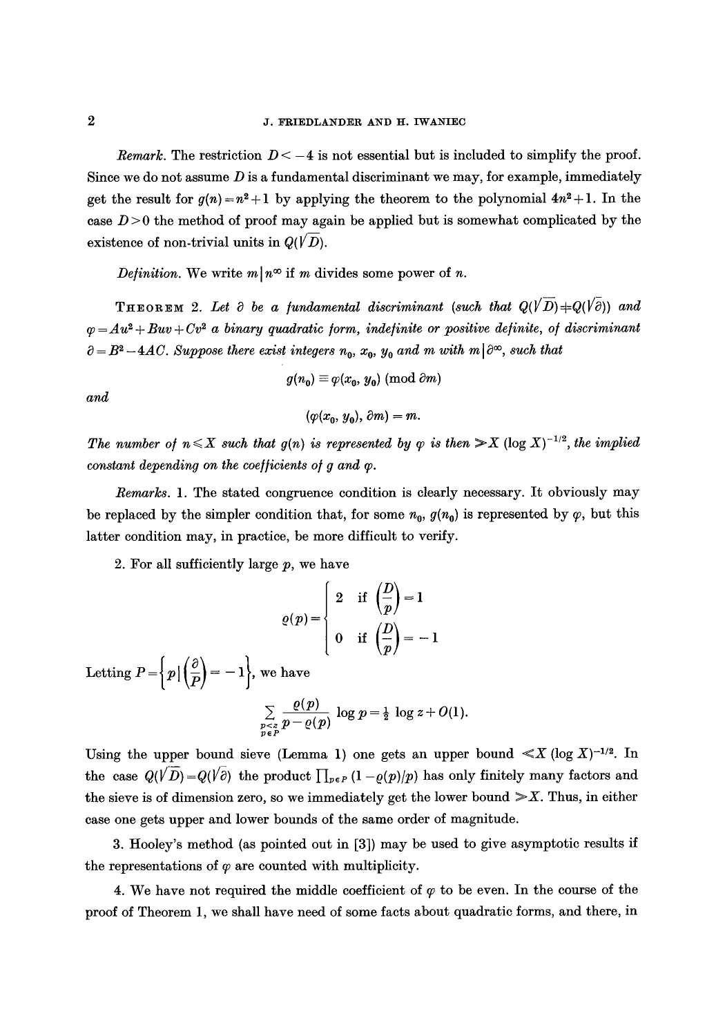*Remark.* The restriction $D < -4$ is not essential but is included to simplify the proof. Since we do not assume $D$ is a fundamental discriminant we may, for example, immediately get the result for $g(n) = n^2 + 1$ by applying the theorem to the polynomial $4n^2 + 1$. In the case $D > 0$ the method of proof may again be applied but is somewhat complicated by the existence of non-trivial units in $Q(\sqrt{D})$.

*Definition.* We write $m \mid n^\infty$ if $m$ divides some power of $n$.

**Theorem 2.** *Let $\partial$ be a fundamental discriminant (such that $Q(\sqrt{D}) \neq Q(\sqrt{\partial})$) and $\varphi = Au^2 + Buv + Cv^2$ a binary quadratic form, indefinite or positive definite, of discriminant $\partial = B^2 - 4AC$. Suppose there exist integers $n_0$, $x_0$, $y_0$ and $m$ with $m \mid \partial^\infty$, such that*

$$g(n_0) \equiv \varphi(x_0, y_0) \pmod{\partial m}$$

*and*

$$(\varphi(x_0, y_0), \partial m) = m.$$

*The number of $n \leqslant X$ such that $g(n)$ is represented by $\varphi$ is then $\gg X (\log X)^{-1/2}$, the implied constant depending on the coefficients of $g$ and $\varphi$.*

*Remarks.* 1. The stated congruence condition is clearly necessary. It obviously may be replaced by the simpler condition that, for some $n_0$, $g(n_0)$ is represented by $\varphi$, but this latter condition may, in practice, be more difficult to verify.

2. For all sufficiently large $p$, we have

$$\varrho(p) = \begin{cases} 2 & \text{if } \left(\dfrac{D}{p}\right) = 1 \\ 0 & \text{if } \left(\dfrac{D}{p}\right) = -1 \end{cases}$$

Letting $P = \left\{ p \mid \left(\dfrac{\partial}{P}\right) = -1 \right\}$, we have

$$\sum_{\substack{p < z \\ p \in P}} \frac{\varrho(p)}{p - \varrho(p)} \log p = \tfrac{1}{2} \log z + O(1).$$

Using the upper bound sieve (Lemma 1) one gets an upper bound $\ll X (\log X)^{-1/2}$. In the case $Q(\sqrt{D}) = Q(\sqrt{\partial})$ the product $\prod_{p \in P} (1 - \varrho(p)/p)$ has only finitely many factors and the sieve is of dimension zero, so we immediately get the lower bound $\gg X$. Thus, in either case one gets upper and lower bounds of the same order of magnitude.

3. Hooley's method (as pointed out in [3]) may be used to give asymptotic results if the representations of $\varphi$ are counted with multiplicity.

4. We have not required the middle coefficient of $\varphi$ to be even. In the course of the proof of Theorem 1, we shall have need of some facts about quadratic forms, and there, in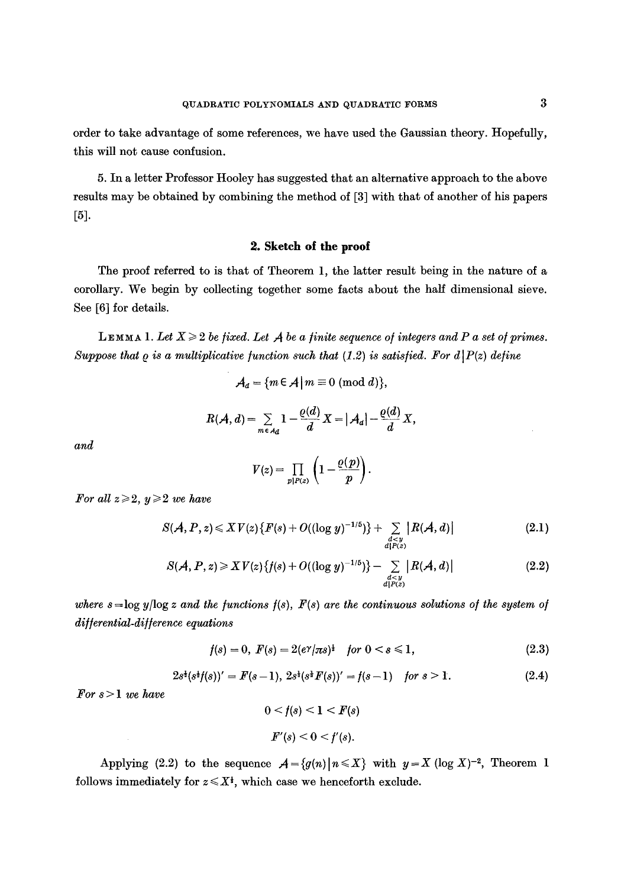order to take advantage of some references, we have used the Gaussian theory. Hopefully, this will not cause confusion.

5. In a letter Professor Hooley has suggested that an alternative approach to the above results may be obtained by combining the method of [3] with that of another of his papers [5].

## 2. Sketch of the proof

The proof referred to is that of Theorem 1, the latter result being in the nature of a corollary. We begin by collecting together some facts about the half dimensional sieve. See [6] for details.

LEMMA 1. *Let $X \geqslant 2$ be fixed. Let $\mathcal{A}$ be a finite sequence of integers and $P$ a set of primes. Suppose that $\varrho$ is a multiplicative function such that (1.2) is satisfied. For $d \mid P(z)$ define*

$$\mathcal{A}_d = \{m \in \mathcal{A} \mid m \equiv 0 \ (\text{mod } d)\},$$

$$R(\mathcal{A}, d) = \sum_{m \in \mathcal{A}_d} 1 - \frac{\varrho(d)}{d} X = |\mathcal{A}_d| - \frac{\varrho(d)}{d} X,$$

*and*

$$V(z) = \prod_{p \mid P(z)} \left(1 - \frac{\varrho(p)}{p}\right).$$

*For all $z \geqslant 2$, $y \geqslant 2$ we have*

$$S(\mathcal{A}, P, z) \leqslant X V(z)\{F(s) + O((\log y)^{-1/5})\} + \sum_{\substack{d<y \\ d \mid P(z)}} |R(\mathcal{A}, d)| \tag{2.1}$$

$$S(\mathcal{A}, P, z) \geqslant X V(z)\{f(s) + O((\log y)^{-1/5})\} - \sum_{\substack{d<y \\ d \mid P(z)}} |R(\mathcal{A}, d)| \tag{2.2}$$

*where $s = \log y / \log z$ and the functions $f(s)$, $F(s)$ are the continuous solutions of the system of differential-difference equations*

$$f(s) = 0, \ F(s) = 2(e^{\gamma}/\pi s)^{\frac{1}{2}} \quad \text{for } 0 < s \leqslant 1, \tag{2.3}$$

$$2s^{\frac{1}{2}}(s^{\frac{1}{2}} f(s))' = F(s-1), \ 2s^{\frac{1}{2}}(s^{\frac{1}{2}} F(s))' = f(s-1) \quad \text{for } s > 1. \tag{2.4}$$

*For $s > 1$ we have*

$$0 < f(s) < 1 < F(s)$$

$$F'(s) < 0 < f'(s).$$

Applying (2.2) to the sequence $\mathcal{A} = \{g(n) \mid n \leqslant X\}$ with $y = X(\log X)^{-2}$, Theorem 1 follows immediately for $z \leqslant X^{\frac{1}{2}}$, which case we henceforth exclude.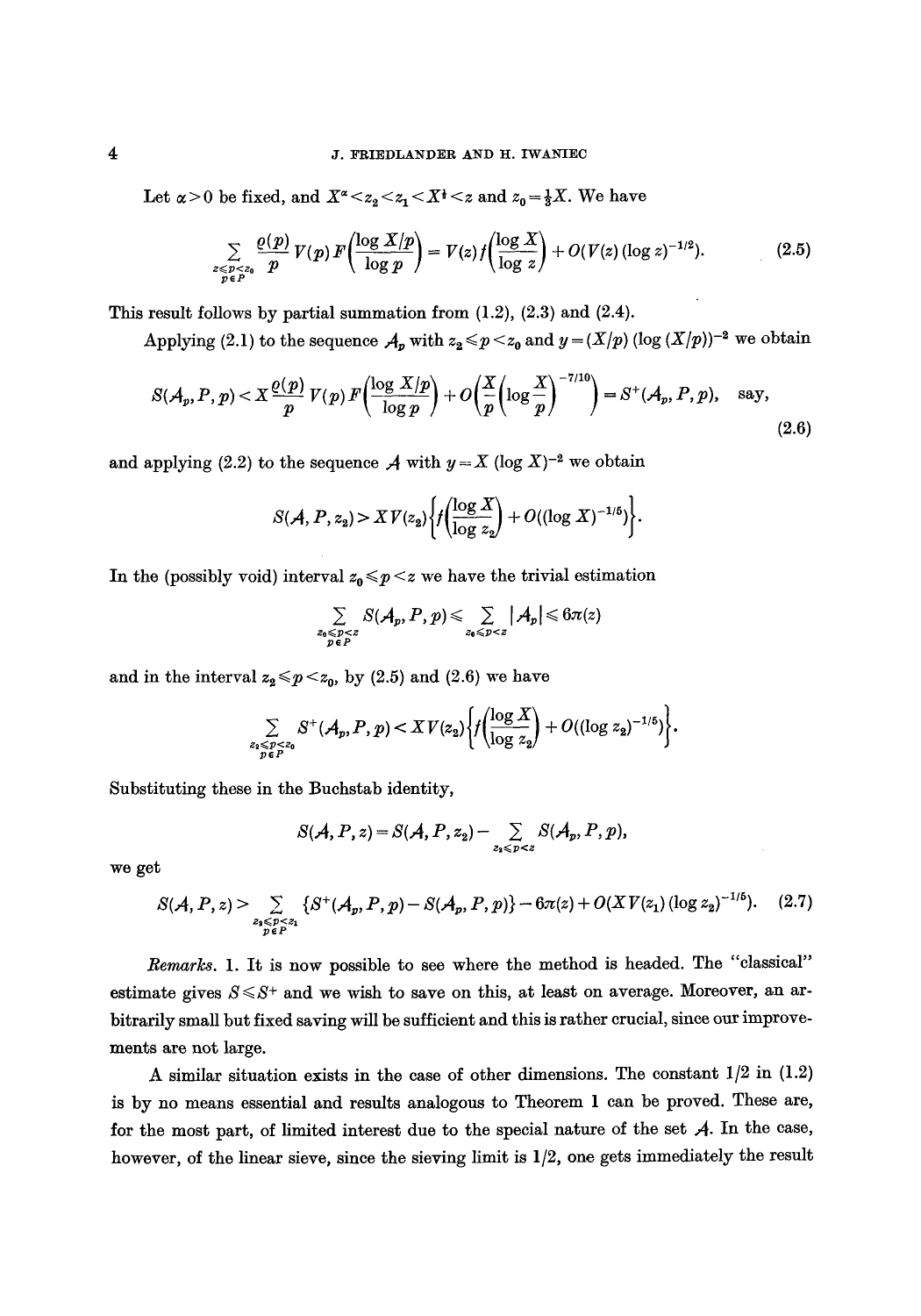Let $\alpha>0$ be fixed, and $X^{\alpha}<z_2<z_1<X^{\frac{1}{2}}<z$ and $z_0=\frac{1}{3}X$. We have

$$\sum_{\substack{z\leqslant p<z_0\\ p\in P}} \frac{\varrho(p)}{p} V(p) F\left(\frac{\log X/p}{\log p}\right) = V(z) f\left(\frac{\log X}{\log z}\right) + O(V(z)(\log z)^{-1/2}). \tag{2.5}$$

This result follows by partial summation from (1.2), (2.3) and (2.4).

Applying (2.1) to the sequence $\mathcal{A}_p$ with $z_2\leqslant p<z_0$ and $y=(X/p)(\log(X/p))^{-2}$ we obtain

$$S(\mathcal{A}_p,P,p)<X\frac{\varrho(p)}{p}V(p)F\left(\frac{\log X/p}{\log p}\right)+O\left(\frac{X}{p}\left(\log\frac{X}{p}\right)^{-7/10}\right)=S^{+}(\mathcal{A}_p,P,p),\quad\text{say,} \tag{2.6}$$

and applying (2.2) to the sequence $\mathcal{A}$ with $y=X(\log X)^{-2}$ we obtain

$$S(\mathcal{A},P,z_2)>XV(z_2)\left\{f\left(\frac{\log X}{\log z_2}\right)+O((\log X)^{-1/5})\right\}.$$

In the (possibly void) interval $z_0\leqslant p<z$ we have the trivial estimation

$$\sum_{\substack{z_0\leqslant p<z\\ p\in P}} S(\mathcal{A}_p,P,p)\leqslant \sum_{z_0\leqslant p<z} |\mathcal{A}_p|\leqslant 6\pi(z)$$

and in the interval $z_2\leqslant p<z_0$, by (2.5) and (2.6) we have

$$\sum_{\substack{z_2\leqslant p<z_0\\ p\in P}} S^{+}(\mathcal{A}_p,P,p)<XV(z_2)\left\{f\left(\frac{\log X}{\log z_2}\right)+O((\log z_2)^{-1/5})\right\}.$$

Substituting these in the Buchstab identity,

$$S(\mathcal{A},P,z)=S(\mathcal{A},P,z_2)-\sum_{z_2\leqslant p<z} S(\mathcal{A}_p,P,p),$$

we get

$$S(\mathcal{A},P,z)>\sum_{\substack{z_2\leqslant p<z_1\\ p\in P}}\{S^{+}(\mathcal{A}_p,P,p)-S(\mathcal{A}_p,P,p)\}-6\pi(z)+O(XV(z_1)(\log z_2)^{-1/5}). \tag{2.7}$$

*Remarks.* 1. It is now possible to see where the method is headed. The "classical" estimate gives $S\leqslant S^{+}$ and we wish to save on this, at least on average. Moreover, an arbitrarily small but fixed saving will be sufficient and this is rather crucial, since our improvements are not large.

A similar situation exists in the case of other dimensions. The constant 1/2 in (1.2) is by no means essential and results analogous to Theorem 1 can be proved. These are, for the most part, of limited interest due to the special nature of the set $\mathcal{A}$. In the case, however, of the linear sieve, since the sieving limit is 1/2, one gets immediately the result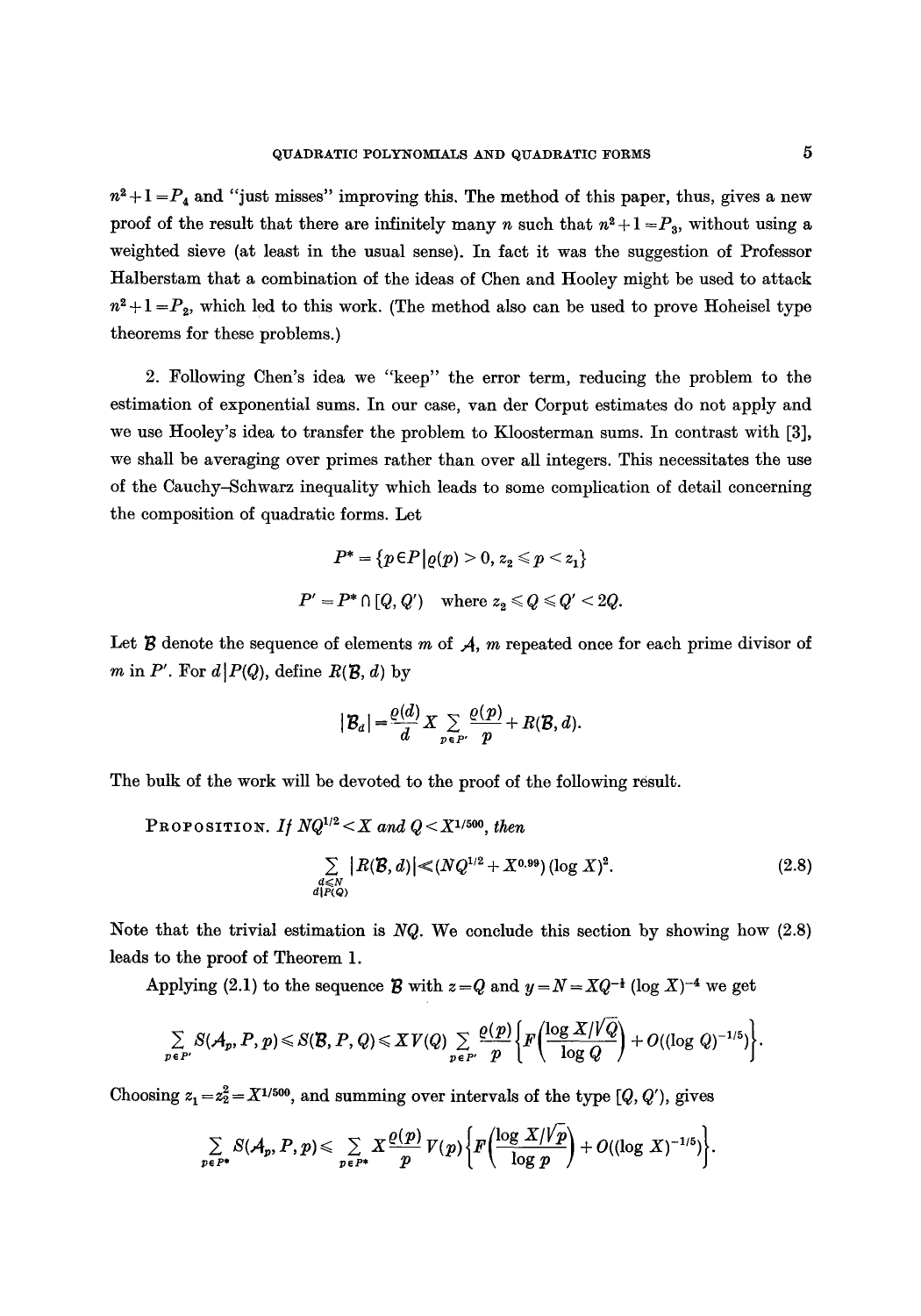$n^2+1=P_4$ and "just misses" improving this. The method of this paper, thus, gives a new proof of the result that there are infinitely many $n$ such that $n^2+1=P_3$, without using a weighted sieve (at least in the usual sense). In fact it was the suggestion of Professor Halberstam that a combination of the ideas of Chen and Hooley might be used to attack $n^2+1=P_2$, which led to this work. (The method also can be used to prove Hoheisel type theorems for these problems.)

2. Following Chen's idea we "keep" the error term, reducing the problem to the estimation of exponential sums. In our case, van der Corput estimates do not apply and we use Hooley's idea to transfer the problem to Kloosterman sums. In contrast with [3], we shall be averaging over primes rather than over all integers. This necessitates the use of the Cauchy–Schwarz inequality which leads to some complication of detail concerning the composition of quadratic forms. Let

$$P^* = \{p \in P \mid \varrho(p) > 0,\ z_2 \leqslant p < z_1\}$$

$$P' = P^* \cap [Q, Q') \quad \text{where } z_2 \leqslant Q \leqslant Q' < 2Q.$$

Let $\mathcal{B}$ denote the sequence of elements $m$ of $\mathcal{A}$, $m$ repeated once for each prime divisor of $m$ in $P'$. For $d \mid P(Q)$, define $R(\mathcal{B}, d)$ by

$$|\mathcal{B}_d| = \frac{\varrho(d)}{d} X \sum_{p \in P'} \frac{\varrho(p)}{p} + R(\mathcal{B}, d).$$

The bulk of the work will be devoted to the proof of the following result.

**Proposition.** *If $NQ^{1/2} < X$ and $Q < X^{1/500}$, then*

$$\sum_{\substack{d \leqslant N \\ d \mid P(Q)}} |R(\mathcal{B}, d)| \ll (NQ^{1/2} + X^{0.99})(\log X)^2. \tag{2.8}$$

Note that the trivial estimation is $NQ$. We conclude this section by showing how (2.8) leads to the proof of Theorem 1.

Applying (2.1) to the sequence $\mathcal{B}$ with $z = Q$ and $y = N = XQ^{-\frac{1}{2}} (\log X)^{-4}$ we get

$$\sum_{p \in P'} S(\mathcal{A}_p, P, p) \leqslant S(\mathcal{B}, P, Q) \leqslant X V(Q) \sum_{p \in P'} \frac{\varrho(p)}{p} \left\{ F\left( \frac{\log X/\sqrt{Q}}{\log Q} \right) + O((\log Q)^{-1/5}) \right\}.$$

Choosing $z_1 = z_2^2 = X^{1/500}$, and summing over intervals of the type $[Q, Q')$, gives

$$\sum_{p \in P^*} S(\mathcal{A}_p, P, p) \leqslant \sum_{p \in P^*} X \frac{\varrho(p)}{p} V(p) \left\{ F\left( \frac{\log X/\sqrt{p}}{\log p} \right) + O((\log X)^{-1/5}) \right\}.$$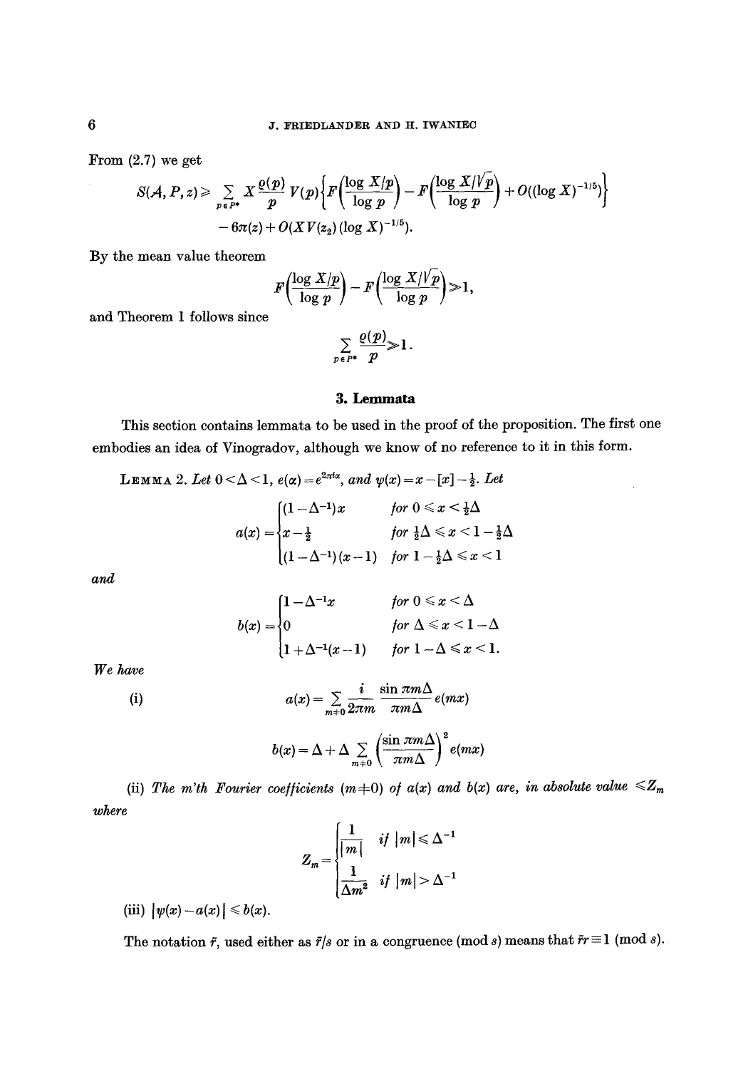From (2.7) we get

$$S(\mathcal{A}, P, z) \geq \sum_{p \in P^*} X \frac{\varrho(p)}{p} V(p) \left\{ F\left(\frac{\log X/p}{\log p}\right) - F\left(\frac{\log X/\sqrt{p}}{\log p}\right) + O((\log X)^{-1/5}) \right\}$$

$$- 6\pi(z) + O(XV(z_2)(\log X)^{-1/5}).$$

By the mean value theorem

$$F\left(\frac{\log X/p}{\log p}\right) - F\left(\frac{\log X/\sqrt{p}}{\log p}\right) \gg 1,$$

and Theorem 1 follows since

$$\sum_{p \in P^*} \frac{\varrho(p)}{p} \gg 1.$$

## 3. Lemmata

This section contains lemmata to be used in the proof of the proposition. The first one embodies an idea of Vinogradov, although we know of no reference to it in this form.

**Lemma 2.** *Let $0 < \Delta < 1$, $e(\alpha) = e^{2\pi i \alpha}$, and $\psi(x) = x - [x] - \frac{1}{2}$. Let*

$$a(x) = \begin{cases} (1 - \Delta^{-1})x & \text{for } 0 \leq x < \frac{1}{2}\Delta \\ x - \frac{1}{2} & \text{for } \frac{1}{2}\Delta \leq x < 1 - \frac{1}{2}\Delta \\ (1 - \Delta^{-1})(x - 1) & \text{for } 1 - \frac{1}{2}\Delta \leq x < 1 \end{cases}$$

*and*

$$b(x) = \begin{cases} 1 - \Delta^{-1}x & \text{for } 0 \leq x < \Delta \\ 0 & \text{for } \Delta \leq x < 1 - \Delta \\ 1 + \Delta^{-1}(x - 1) & \text{for } 1 - \Delta \leq x < 1. \end{cases}$$

*We have*

(i)
$$a(x) = \sum_{m \neq 0} \frac{i}{2\pi m} \frac{\sin \pi m \Delta}{\pi m \Delta} e(mx)$$

$$b(x) = \Delta + \Delta \sum_{m \neq 0} \left(\frac{\sin \pi m \Delta}{\pi m \Delta}\right)^2 e(mx)$$

(ii) *The m'th Fourier coefficients ($m \neq 0$) of $a(x)$ and $b(x)$ are, in absolute value $\leq Z_m$ where*

$$Z_m = \begin{cases} \dfrac{1}{|m|} & \text{if } |m| \leq \Delta^{-1} \\ \dfrac{1}{\Delta m^2} & \text{if } |m| > \Delta^{-1} \end{cases}$$

(iii) $|\psi(x) - a(x)| \leq b(x)$.

The notation $\bar{r}$, used either as $\bar{r}/s$ or in a congruence (mod $s$) means that $\bar{r}r \equiv 1 \pmod{s}$.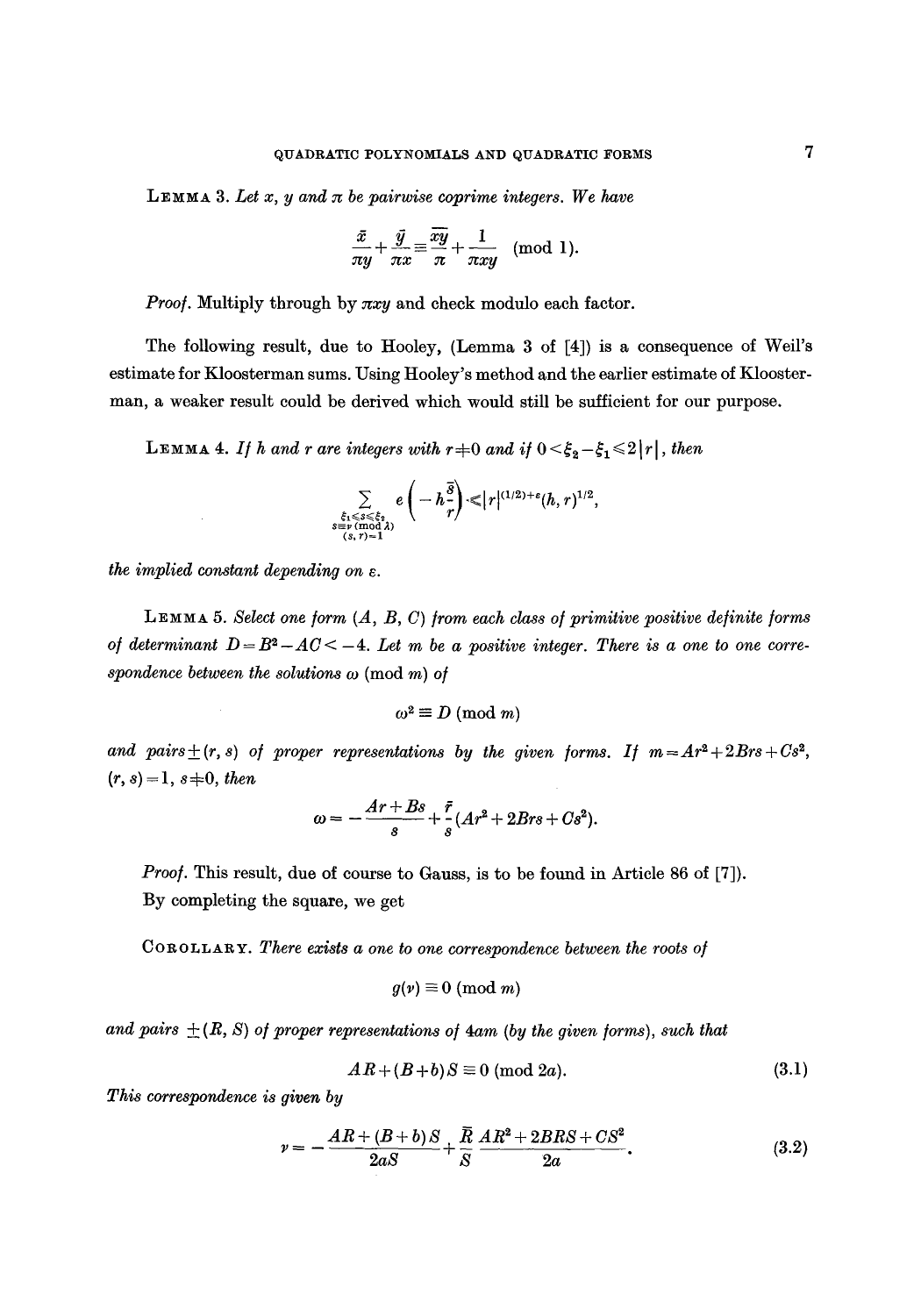**Lemma 3.** *Let $x$, $y$ and $\pi$ be pairwise coprime integers. We have*

$$\frac{\bar{x}}{\pi y}+\frac{\bar{y}}{\pi x}\equiv\frac{\overline{xy}}{\pi}+\frac{1}{\pi xy}\pmod{1}.$$

*Proof.* Multiply through by $\pi xy$ and check modulo each factor.

The following result, due to Hooley, (Lemma 3 of [4]) is a consequence of Weil's estimate for Kloosterman sums. Using Hooley's method and the earlier estimate of Kloosterman, a weaker result could be derived which would still be sufficient for our purpose.

**Lemma 4.** *If $h$ and $r$ are integers with $r\neq 0$ and if $0<\xi_2-\xi_1\leqslant 2|r|$, then*

$$\sum_{\substack{\xi_1\leqslant s\leqslant\xi_2\\ s\equiv\nu\ (\mathrm{mod}\ \lambda)\\ (s,r)=1}} e\left(-h\frac{\bar{s}}{r}\right)\ll |r|^{(1/2)+\varepsilon}(h,r)^{1/2},$$

*the implied constant depending on $\varepsilon$.*

**Lemma 5.** *Select one form $(A, B, C)$ from each class of primitive positive definite forms of determinant $D=B^2-AC<-4$. Let $m$ be a positive integer. There is a one to one correspondence between the solutions $\omega$ (mod $m$) of*

$$\omega^2\equiv D\pmod{m}$$

*and pairs $\pm(r, s)$ of proper representations by the given forms. If $m=Ar^2+2Brs+Cs^2$, $(r, s)=1$, $s\neq 0$, then*

$$\omega=-\frac{Ar+Bs}{s}+\frac{\bar{r}}{s}(Ar^2+2Brs+Cs^2).$$

*Proof.* This result, due of course to Gauss, is to be found in Article 86 of [7]).

By completing the square, we get

**Corollary.** *There exists a one to one correspondence between the roots of*

$$g(\nu)\equiv 0\pmod{m}$$

*and pairs $\pm(R, S)$ of proper representations of $4am$ (by the given forms), such that*

$$AR+(B+b)S\equiv 0\pmod{2a}. \tag{3.1}$$

*This correspondence is given by*

$$\nu=-\frac{AR+(B+b)S}{2aS}+\frac{\bar{R}}{S}\,\frac{AR^2+2BRS+CS^2}{2a}. \tag{3.2}$$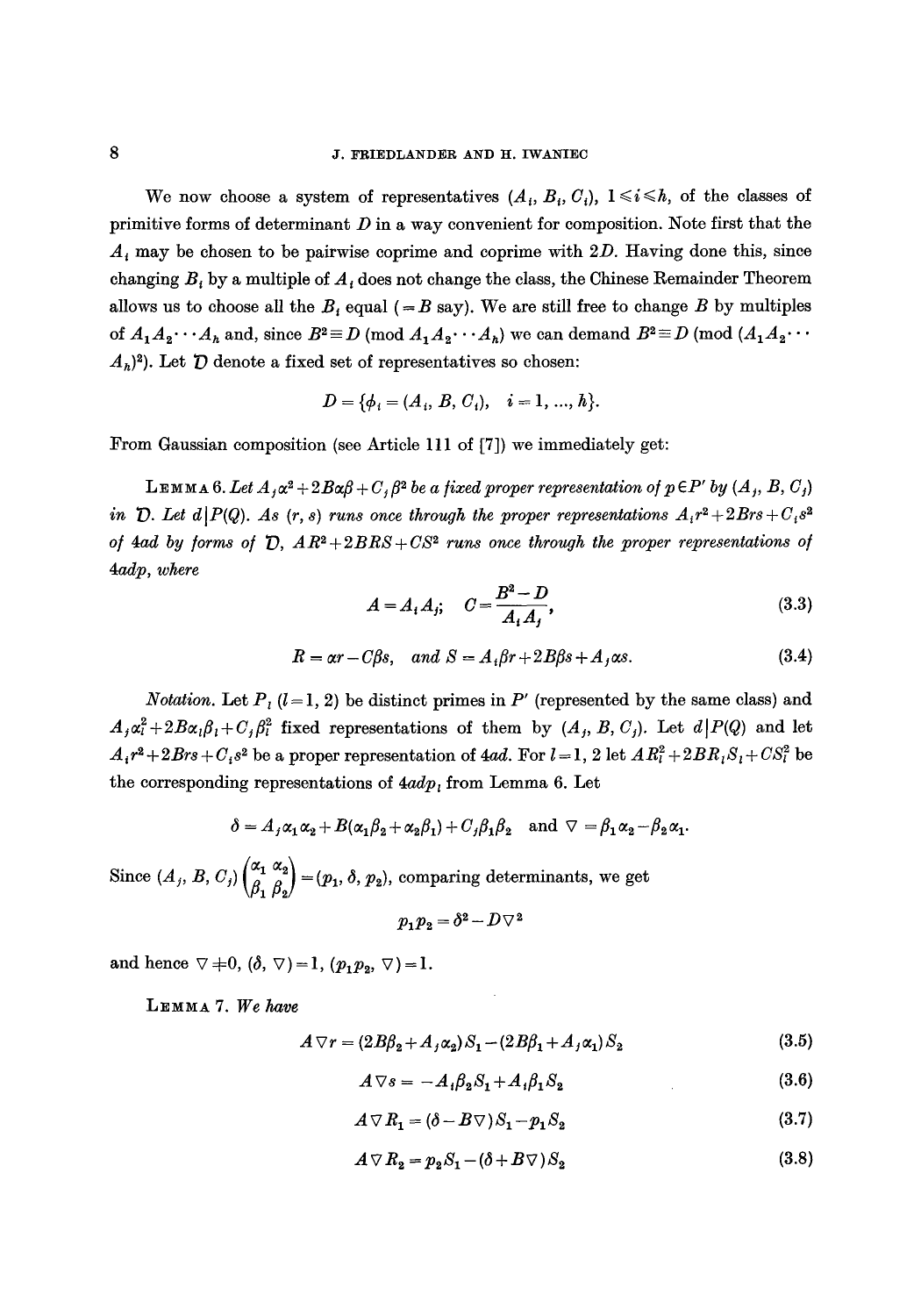We now choose a system of representatives $(A_i, B_i, C_i)$, $1 \leqslant i \leqslant h$, of the classes of primitive forms of determinant $D$ in a way convenient for composition. Note first that the $A_i$ may be chosen to be pairwise coprime and coprime with $2D$. Having done this, since changing $B_i$ by a multiple of $A_i$ does not change the class, the Chinese Remainder Theorem allows us to choose all the $B_i$ equal ($=B$ say). We are still free to change $B$ by multiples of $A_1 A_2 \cdots A_h$ and, since $B^2 \equiv D \pmod{A_1 A_2 \cdots A_h}$ we can demand $B^2 \equiv D \pmod{(A_1 A_2 \cdots A_h)^2}$. Let $\mathcal{D}$ denote a fixed set of representatives so chosen:

$$D = \{\phi_i = (A_i, B, C_i), \quad i = 1, \ldots, h\}.$$

From Gaussian composition (see Article 111 of [7]) we immediately get:

**Lemma 6.** *Let $A_j \alpha^2 + 2B\alpha\beta + C_j \beta^2$ be a fixed proper representation of $p \in P'$ by $(A_j, B, C_j)$ in $\mathcal{D}$. Let $d \mid P(Q)$. As $(r, s)$ runs once through the proper representations $A_i r^2 + 2Brs + C_i s^2$ of $4ad$ by forms of $\mathcal{D}$, $AR^2 + 2BRS + CS^2$ runs once through the proper representations of $4adp$, where*

$$A = A_i A_j; \quad C = \frac{B^2 - D}{A_i A_j}, \tag{3.3}$$

$$R = \alpha r - C\beta s, \quad \text{and } S = A_i \beta r + 2B\beta s + A_j \alpha s. \tag{3.4}$$

*Notation.* Let $P_l$ $(l = 1, 2)$ be distinct primes in $P'$ (represented by the same class) and $A_j \alpha_l^2 + 2B\alpha_l \beta_l + C_j \beta_l^2$ fixed representations of them by $(A_j, B, C_j)$. Let $d \mid P(Q)$ and let $A_i r^2 + 2Brs + C_i s^2$ be a proper representation of $4ad$. For $l = 1, 2$ let $AR_l^2 + 2BR_l S_l + CS_l^2$ be the corresponding representations of $4adp_l$ from Lemma 6. Let

$$\delta = A_j \alpha_1 \alpha_2 + B(\alpha_1 \beta_2 + \alpha_2 \beta_1) + C_j \beta_1 \beta_2 \quad \text{and} \quad \nabla = \beta_1 \alpha_2 - \beta_2 \alpha_1.$$

Since $(A_j, B, C_j) \begin{pmatrix} \alpha_1 & \alpha_2 \\ \beta_1 & \beta_2 \end{pmatrix} = (p_1, \delta, p_2)$, comparing determinants, we get

$$p_1 p_2 = \delta^2 - D\nabla^2$$

and hence $\nabla \neq 0$, $(\delta, \nabla) = 1$, $(p_1 p_2, \nabla) = 1$.

**Lemma 7.** *We have*

$$A\nabla r = (2B\beta_2 + A_j \alpha_2) S_1 - (2B\beta_1 + A_j \alpha_1) S_2 \tag{3.5}$$

$$A\nabla s = -A_i \beta_2 S_1 + A_i \beta_1 S_2 \tag{3.6}$$

$$A\nabla R_1 = (\delta - B\nabla) S_1 - p_1 S_2 \tag{3.7}$$

$$A\nabla R_2 = p_2 S_1 - (\delta + B\nabla) S_2 \tag{3.8}$$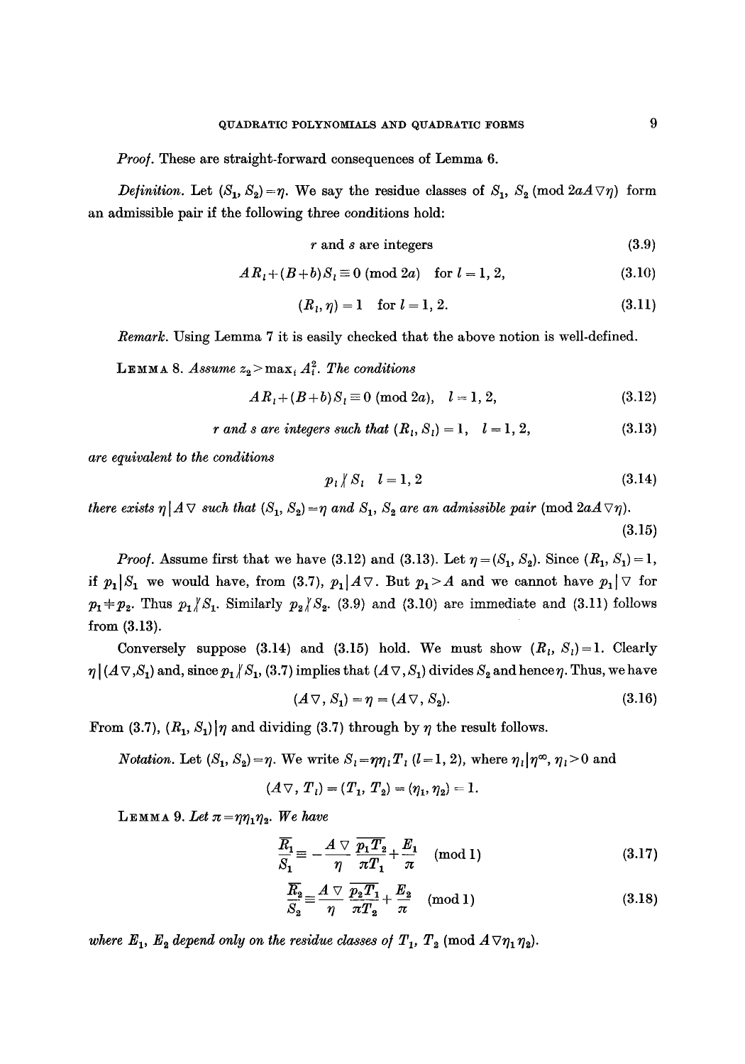*Proof.* These are straight-forward consequences of Lemma 6.

*Definition.* Let $(S_1, S_2) = \eta$. We say the residue classes of $S_1$, $S_2$ (mod $2aA\nabla\eta$) form an admissible pair if the following three conditions hold:

$$r \text{ and } s \text{ are integers} \tag{3.9}$$

$$AR_l + (B+b)S_l \equiv 0 \pmod{2a} \quad \text{for } l = 1, 2, \tag{3.10}$$

$$(R_l, \eta) = 1 \quad \text{for } l = 1, 2. \tag{3.11}$$

*Remark.* Using Lemma 7 it is easily checked that the above notion is well-defined.

**Lemma 8.** *Assume $z_2 > \max_i A_i^2$. The conditions*

$$AR_l + (B+b)S_l \equiv 0 \pmod{2a}, \quad l = 1, 2, \tag{3.12}$$

$$r \text{ and } s \text{ are integers such that } (R_l, S_l) = 1, \quad l = 1, 2, \tag{3.13}$$

*are equivalent to the conditions*

$$p_l \nmid S_l \quad l = 1, 2 \tag{3.14}$$

*there exists $\eta \mid A\nabla$ such that $(S_1, S_2) = \eta$ and $S_1$, $S_2$ are an admissible pair* (mod $2aA\nabla\eta$).
$$\tag{3.15}$$

*Proof.* Assume first that we have (3.12) and (3.13). Let $\eta = (S_1, S_2)$. Since $(R_1, S_1) = 1$, if $p_1 \mid S_1$ we would have, from (3.7), $p_1 \mid A\nabla$. But $p_1 > A$ and we cannot have $p_1 \mid \nabla$ for $p_1 \neq p_2$. Thus $p_1 \nmid S_1$. Similarly $p_2 \nmid S_2$. (3.9) and (3.10) are immediate and (3.11) follows from (3.13).

Conversely suppose (3.14) and (3.15) hold. We must show $(R_l, S_l) = 1$. Clearly $\eta \mid (A\nabla, S_1)$ and, since $p_1 \nmid S_1$, (3.7) implies that $(A\nabla, S_1)$ divides $S_2$ and hence $\eta$. Thus, we have

$$(A\nabla, S_1) = \eta = (A\nabla, S_2). \tag{3.16}$$

From (3.7), $(R_1, S_1) \mid \eta$ and dividing (3.7) through by $\eta$ the result follows.

*Notation.* Let $(S_1, S_2) = \eta$. We write $S_l = \eta\eta_l T_l$ $(l = 1, 2)$, where $\eta_l \mid \eta^\infty$, $\eta_l > 0$ and

$$(A\nabla, T_l) = (T_1, T_2) = (\eta_1, \eta_2) = 1.$$

**Lemma 9.** *Let $\pi = \eta\eta_1\eta_2$. We have*

$$\frac{R_1}{S_1} \equiv -\frac{A\nabla}{\eta}\frac{\overline{p_1 T_2}}{\pi T_1} + \frac{E_1}{\pi} \pmod 1 \tag{3.17}$$

$$\frac{R_2}{S_2} \equiv \frac{A\nabla}{\eta}\frac{\overline{p_2 T_1}}{\pi T_2} + \frac{E_2}{\pi} \pmod 1 \tag{3.18}$$

*where $E_1$, $E_2$ depend only on the residue classes of $T_1$, $T_2$ (mod $A\nabla\eta_1\eta_2$).*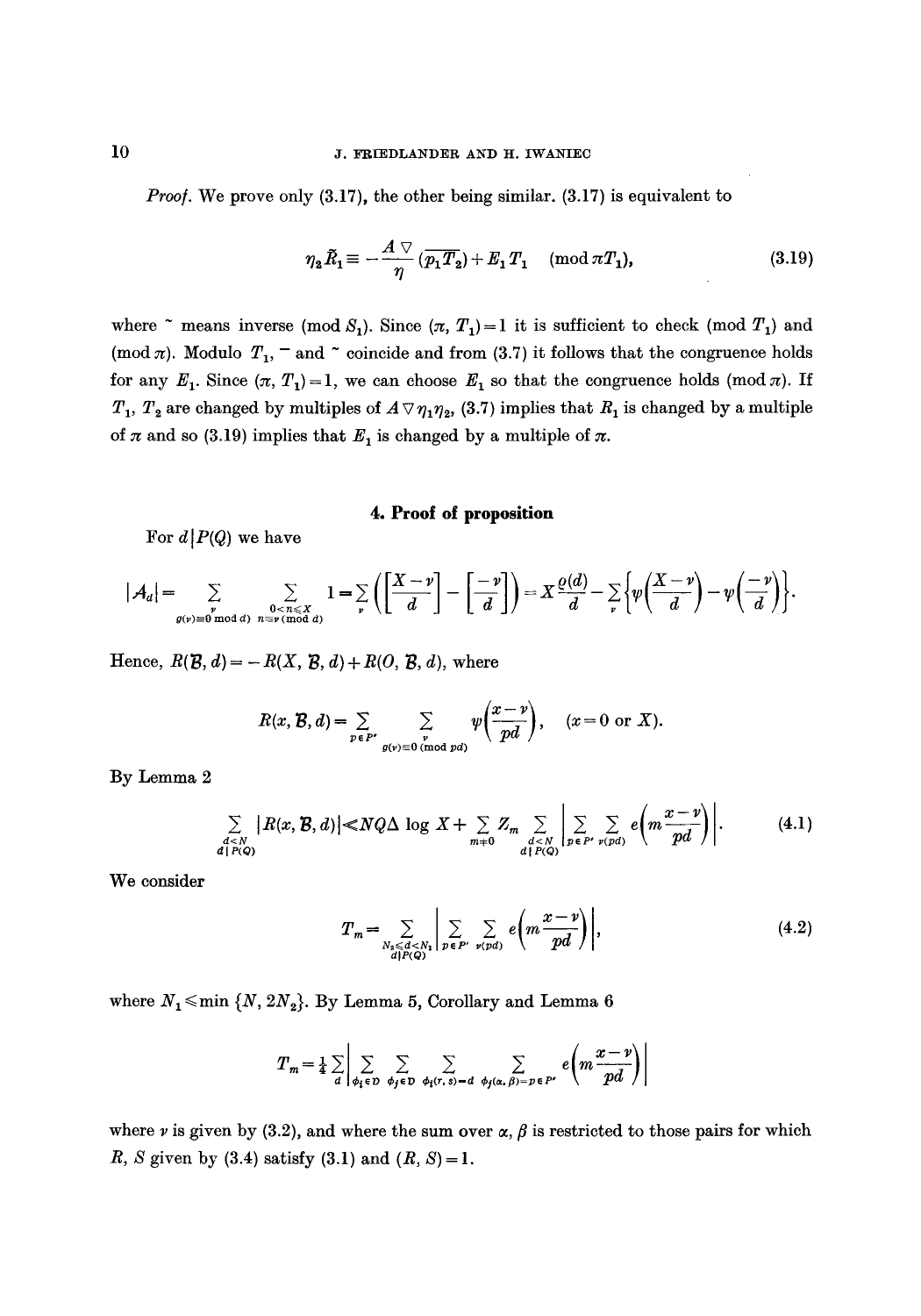*Proof.* We prove only (3.17), the other being similar. (3.17) is equivalent to

$$\eta_2 \tilde{R}_1 \equiv -\frac{A \nabla}{\eta} (\overline{p_1 T_2}) + E_1 T_1 \pmod{\pi T_1}, \tag{3.19}$$

where $\tilde{}$ means inverse (mod $S_1$). Since $(\pi, T_1) = 1$ it is sufficient to check (mod $T_1$) and (mod $\pi$). Modulo $T_1$, $\bar{}$ and $\tilde{}$ coincide and from (3.7) it follows that the congruence holds for any $E_1$. Since $(\pi, T_1) = 1$, we can choose $E_1$ so that the congruence holds (mod $\pi$). If $T_1$, $T_2$ are changed by multiples of $A \nabla \eta_1 \eta_2$, (3.7) implies that $R_1$ is changed by a multiple of $\pi$ and so (3.19) implies that $E_1$ is changed by a multiple of $\pi$.

## 4. Proof of proposition

For $d | P(Q)$ we have

$$|A_d| = \sum_{\substack{\nu \\ g(\nu) \equiv 0 \bmod d}} \sum_{\substack{0 < n \leq X \\ n \equiv \nu \pmod d}} 1 = \sum_{\nu} \left( \left[ \frac{X - \nu}{d} \right] - \left[ \frac{-\nu}{d} \right] \right) = X \frac{\varrho(d)}{d} - \sum_{\nu} \left\{ \psi\left( \frac{X - \nu}{d} \right) - \psi\left( \frac{-\nu}{d} \right) \right\}.$$

Hence, $R(\mathcal{B}, d) = -R(X, \mathcal{B}, d) + R(O, \mathcal{B}, d)$, where

$$R(x, \mathcal{B}, d) = \sum_{p \in P'} \sum_{\substack{\nu \\ g(\nu) \equiv 0 \pmod{pd}}} \psi\left( \frac{x - \nu}{pd} \right), \quad (x = 0 \text{ or } X).$$

By Lemma 2

$$\sum_{\substack{d < N \\ d | P(Q)}} |R(x, \mathcal{B}, d)| \ll NQ\Delta \log X + \sum_{m \neq 0} Z_m \sum_{\substack{d < N \\ d | P(Q)}} \left| \sum_{p \in P'} \sum_{\nu(pd)} e\left( m \frac{x - \nu}{pd} \right) \right|. \tag{4.1}$$

We consider

$$T_m = \sum_{\substack{N_2 \leq d < N_1 \\ d | P(Q)}} \left| \sum_{p \in P'} \sum_{\nu(pd)} e\left( m \frac{x - \nu}{pd} \right) \right|, \tag{4.2}$$

where $N_1 \leq \min\{N, 2N_2\}$. By Lemma 5, Corollary and Lemma 6

$$T_m = \tfrac{1}{4} \sum_{d} \left| \sum_{\phi_i \in D} \sum_{\phi_j \in D} \sum_{\phi_i(r, s) = d} \sum_{\phi_j(\alpha, \beta) = p \in P'} e\left( m \frac{x - \nu}{pd} \right) \right|$$

where $\nu$ is given by (3.2), and where the sum over $\alpha$, $\beta$ is restricted to those pairs for which $R$, $S$ given by (3.4) satisfy (3.1) and $(R, S) = 1$.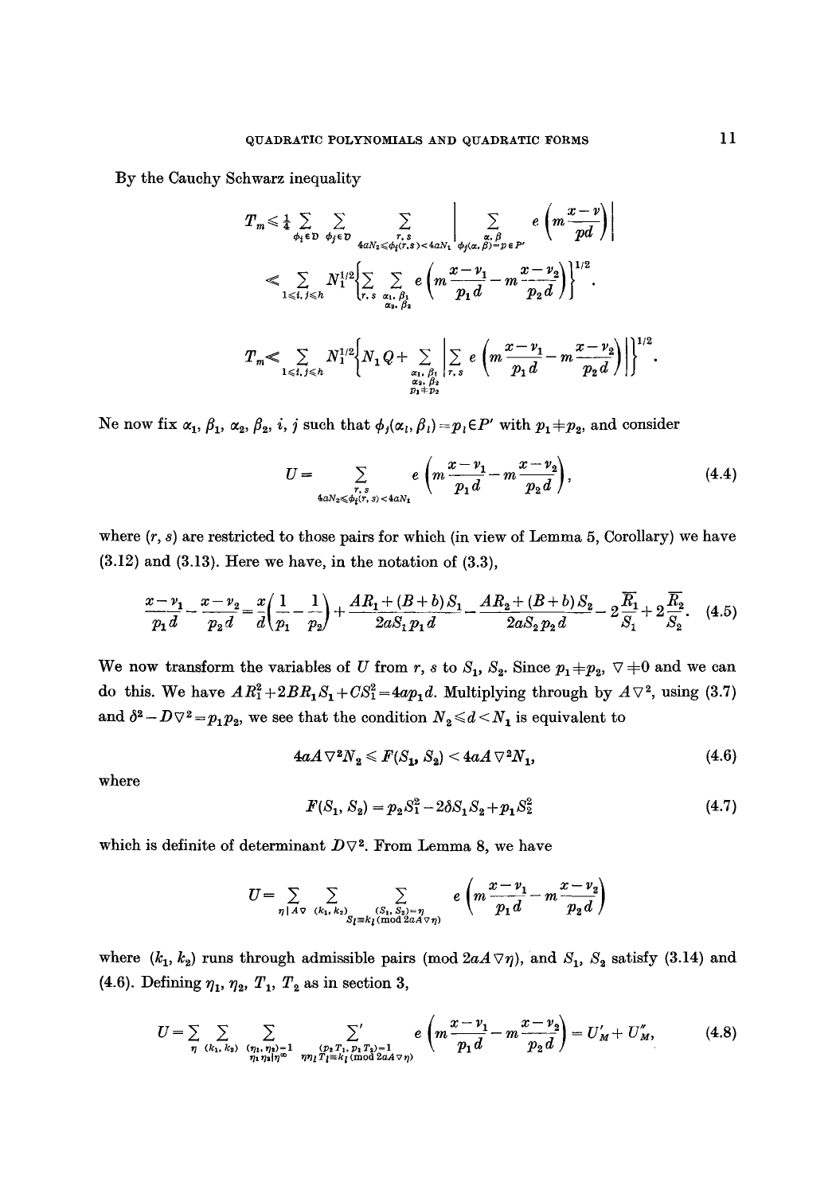By the Cauchy Schwarz inequality

$$T_m \leqslant \tfrac{1}{4} \sum_{\phi_i \in D} \sum_{\phi_j \in D} \sum_{\substack{r,s \\ 4aN_2 \leqslant \phi_i(r,s) < 4aN_1}} \left| \sum_{\substack{\alpha,\beta \\ \phi_j(\alpha,\beta) = p \in P'}} e\left(m\frac{x-\nu}{pd}\right) \right|$$

$$\ll \sum_{1 \leqslant i,j \leqslant h} N_1^{1/2} \left\{ \sum_{r,s} \sum_{\substack{\alpha_1,\beta_1 \\ \alpha_2,\beta_2}} e\left(m\frac{x-\nu_1}{p_1 d} - m\frac{x-\nu_2}{p_2 d}\right) \right\}^{1/2}.$$

$$T_m \ll \sum_{1 \leqslant i,j \leqslant h} N_1^{1/2} \left\{ N_1 Q + \sum_{\substack{\alpha_1,\beta_1 \\ \alpha_2,\beta_2 \\ p_1 \neq p_2}} \left| \sum_{r,s} e\left(m\frac{x-\nu_1}{p_1 d} - m\frac{x-\nu_2}{p_2 d}\right) \right| \right\}^{1/2}.$$

Ne now fix $\alpha_1, \beta_1, \alpha_2, \beta_2, i, j$ such that $\phi_j(\alpha_l, \beta_l) = p_l \in P'$ with $p_1 \neq p_2$, and consider

$$U = \sum_{\substack{r,s \\ 4aN_2 \leqslant \phi_i(r,s) < 4aN_1}} e\left(m\frac{x-\nu_1}{p_1 d} - m\frac{x-\nu_2}{p_2 d}\right), \tag{4.4}$$

where $(r, s)$ are restricted to those pairs for which (in view of Lemma 5, Corollary) we have (3.12) and (3.13). Here we have, in the notation of (3.3),

$$\frac{x-\nu_1}{p_1 d} - \frac{x-\nu_2}{p_2 d} = \frac{x}{d}\left(\frac{1}{p_1} - \frac{1}{p_2}\right) + \frac{AR_1 + (B+b)S_1}{2aS_1 p_1 d} - \frac{AR_2 + (B+b)S_2}{2aS_2 p_2 d} - 2\frac{\overline{R}_1}{S_1} + 2\frac{\overline{R}_2}{S_2}. \tag{4.5}$$

We now transform the variables of $U$ from $r, s$ to $S_1, S_2$. Since $p_1 \neq p_2$, $\nabla \neq 0$ and we can do this. We have $AR_1^2 + 2BR_1S_1 + CS_1^2 = 4ap_1 d$. Multiplying through by $A\nabla^2$, using (3.7) and $\delta^2 - D\nabla^2 = p_1 p_2$, we see that the condition $N_2 \leqslant d < N_1$ is equivalent to

$$4aA\nabla^2 N_2 \leqslant F(S_1, S_2) < 4aA\nabla^2 N_1, \tag{4.6}$$

where

$$F(S_1, S_2) = p_2 S_1^2 - 2\delta S_1 S_2 + p_1 S_2^2 \tag{4.7}$$

which is definite of determinant $D\nabla^2$. From Lemma 8, we have

$$U = \sum_{\eta \mid A\nabla} \sum_{(k_1,k_2)} \sum_{\substack{(S_1,S_2)=\eta \\ S_l \equiv k_l \pmod{2aA\nabla\eta}}} e\left(m\frac{x-\nu_1}{p_1 d} - m\frac{x-\nu_2}{p_2 d}\right)$$

where $(k_1, k_2)$ runs through admissible pairs $(\operatorname{mod} 2aA\nabla\eta)$, and $S_1, S_2$ satisfy (3.14) and (4.6). Defining $\eta_1, \eta_2, T_1, T_2$ as in section 3,

$$U = \sum_{\eta} \sum_{(k_1,k_2)} \sum_{\substack{(\eta_1,\eta_2)=1 \\ \eta_1\eta_2 \mid \eta^\infty}} \sideset{}{'}\sum_{\substack{(p_2T_1, p_1T_2)=1 \\ \eta\eta_l T_l \equiv k_l \pmod{2aA\nabla\eta}}} e\left(m\frac{x-\nu_1}{p_1 d} - m\frac{x-\nu_2}{p_2 d}\right) = U'_M + U''_M, \tag{4.8}$$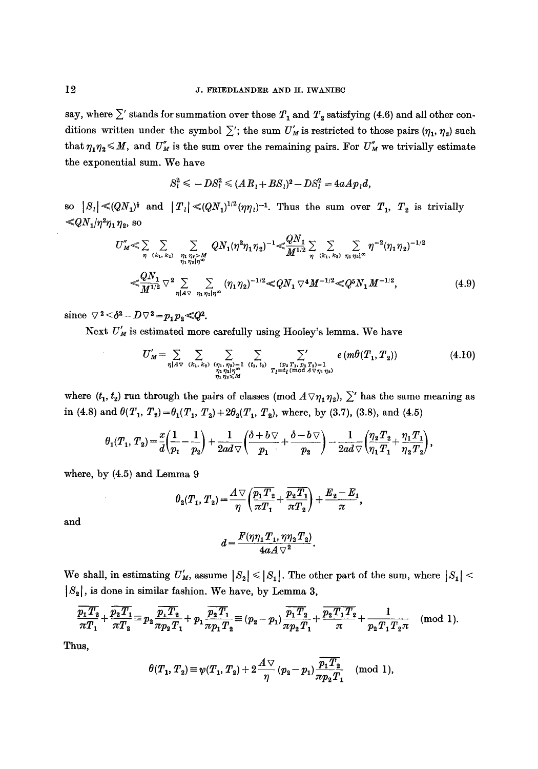say, where $\sum'$ stands for summation over those $T_1$ and $T_2$ satisfying (4.6) and all other conditions written under the symbol $\sum'$; the sum $U'_M$ is restricted to those pairs $(\eta_1, \eta_2)$ such that $\eta_1\eta_2 \leqslant M$, and $U''_M$ is the sum over the remaining pairs. For $U''_M$ we trivially estimate the exponential sum. We have

$$S_l^2 \leqslant -DS_l^2 \leqslant (AR_l + BS_l)^2 - DS_l^2 = 4aAp_l d,$$

so $|S_l| \ll (QN_1)^{\frac{1}{2}}$ and $|T_l| \ll (QN_1)^{1/2}(\eta\eta_l)^{-1}$. Thus the sum over $T_1$, $T_2$ is trivially $\ll QN_1/\eta^2\eta_1\eta_2$, so

$$U''_M \ll \sum_{\eta} \sum_{(k_1,k_2)} \sum_{\substack{\eta_1\eta_2 > M \\ \eta_1\eta_2 | \eta^\infty}} QN_1(\eta^2\eta_1\eta_2)^{-1} \ll \frac{QN_1}{M^{1/2}} \sum_{\eta} \sum_{(k_1,k_2)} \sum_{\eta_1\eta_2|\eta^\infty} \eta^{-2}(\eta_1\eta_2)^{-1/2}$$

$$\ll \frac{QN_1}{M^{1/2}} \nabla^2 \sum_{\eta|A\nabla} \sum_{\eta_1\eta_2|\eta^\infty} (\eta_1\eta_2)^{-1/2} \ll QN_1\nabla^4 M^{-1/2} \ll Q^5 N_1 M^{-1/2}, \tag{4.9}$$

since $\nabla^2 < \delta^2 - D\nabla^2 = p_1p_2 \ll Q^2$.

Next $U'_M$ is estimated more carefully using Hooley's lemma. We have

$$U'_M = \sum_{\eta|A\nabla} \sum_{(k_1,k_2)} \sum_{\substack{(\eta_1,\eta_2)=1 \\ \eta_1\eta_2|\eta^\infty \\ \eta_1\eta_2 \leqslant M}} \sum_{(t_1,t_2)} \sum_{\substack{(p_2T_1, p_1T_2)=1 \\ T_l \equiv t_l \,(\mathrm{mod}\, A\nabla\eta_1\eta_2)}}' e(m\theta(T_1,T_2)) \tag{4.10}$$

where $(t_1, t_2)$ run through the pairs of classes (mod $A\nabla\eta_1\eta_2$), $\sum'$ has the same meaning as in (4.8) and $\theta(T_1, T_2) = \theta_1(T_1, T_2) + 2\theta_2(T_1, T_2)$, where, by (3.7), (3.8), and (4.5)

$$\theta_1(T_1, T_2) = \frac{x}{d}\left(\frac{1}{p_1} - \frac{1}{p_2}\right) + \frac{1}{2ad\nabla}\left(\frac{\delta + b\nabla}{p_1} + \frac{\delta - b\nabla}{p_2}\right) - \frac{1}{2ad\nabla}\left(\frac{\eta_2 T_2}{\eta_1 T_1} + \frac{\eta_1 T_1}{\eta_2 T_2}\right),$$

where, by (4.5) and Lemma 9

$$\theta_2(T_1, T_2) = \frac{A\nabla}{\eta}\left(\frac{\overline{p_1T_2}}{\pi T_1} + \frac{\overline{p_2T_1}}{\pi T_2}\right) + \frac{E_2 - E_1}{\pi},$$

and

$$d = \frac{F(\eta\eta_1 T_1, \eta\eta_2 T_2)}{4aA\nabla^2}.$$

We shall, in estimating $U'_M$, assume $|S_2| \leqslant |S_1|$. The other part of the sum, where $|S_1| < |S_2|$, is done in similar fashion. We have, by Lemma 3,

$$\frac{\overline{p_1T_2}}{\pi T_1} + \frac{\overline{p_2T_1}}{\pi T_2} \equiv p_2\frac{\overline{p_1T_2}}{\pi p_2T_1} + p_1\frac{\overline{p_2T_1}}{\pi p_1T_2} \equiv (p_2 - p_1)\frac{\overline{p_1T_2}}{\pi p_2T_1} + \frac{\overline{p_2T_1T_2}}{\pi} + \frac{1}{p_2T_1T_2\pi} \pmod 1.$$

Thus,

$$\theta(T_1, T_2) \equiv \psi(T_1, T_2) + 2\frac{A\nabla}{\eta}(p_2 - p_1)\frac{\overline{p_1T_2}}{\pi p_2T_1} \pmod 1,$$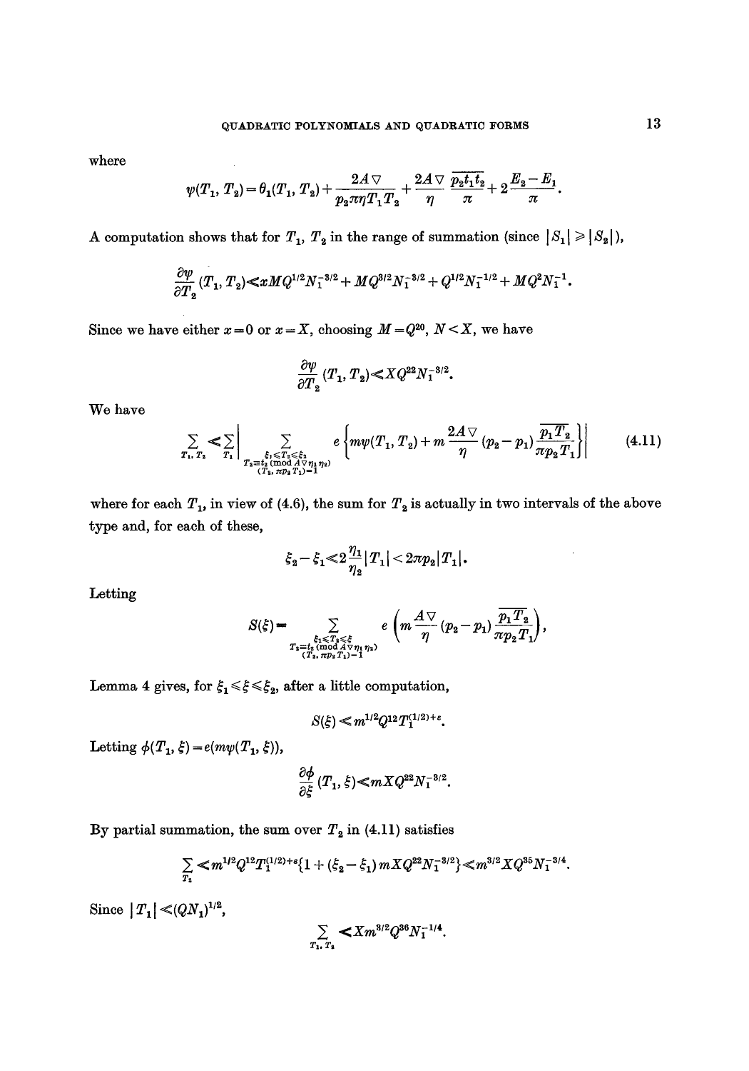where

$$\psi(T_1, T_2) = \theta_1(T_1, T_2) + \frac{2A\nabla}{p_2\pi\eta T_1 T_2} + \frac{2A\nabla}{\eta}\,\frac{\overline{p_2 t_1 t_2}}{\pi} + 2\frac{E_2 - E_1}{\pi}.$$

A computation shows that for $T_1$, $T_2$ in the range of summation (since $|S_1| \geqslant |S_2|$),

$$\frac{\partial\psi}{\partial T_2}(T_1, T_2) \ll xMQ^{1/2}N_1^{-3/2} + MQ^{3/2}N_1^{-3/2} + Q^{1/2}N_1^{-1/2} + MQ^2N_1^{-1}.$$

Since we have either $x = 0$ or $x = X$, choosing $M = Q^{20}$, $N < X$, we have

$$\frac{\partial\psi}{\partial T_2}(T_1, T_2) \ll XQ^{22}N_1^{-3/2}.$$

We have

$$\sum_{T_1, T_2} \ll \sum_{T_1} \left| \sum_{\substack{\xi_1 \leqslant T_2 \leqslant \xi_2 \\ T_2 \equiv t_2 \,(\mathrm{mod}\, A\nabla\eta_1\eta_2) \\ (T_2,\, \pi p_2 T_1) = 1}} e\left\{ m\psi(T_1, T_2) + m\frac{2A\nabla}{\eta}(p_2 - p_1)\frac{\overline{p_1 T_2}}{\pi p_2 T_1} \right\} \right| \tag{4.11}$$

where for each $T_1$, in view of (4.6), the sum for $T_2$ is actually in two intervals of the above type and, for each of these,

$$\xi_2 - \xi_1 \ll 2\frac{\eta_1}{\eta_2}|T_1| < 2\pi p_2 |T_1|.$$

Letting

$$S(\xi) = \sum_{\substack{\xi_1 \leqslant T_2 \leqslant \xi \\ T_2 \equiv t_2 \,(\mathrm{mod}\, A\nabla\eta_1\eta_2) \\ (T_2,\, \pi p_2 T_1) = 1}} e\left( m\frac{A\nabla}{\eta}(p_2 - p_1)\frac{\overline{p_1 T_2}}{\pi p_2 T_1} \right),$$

Lemma 4 gives, for $\xi_1 \leqslant \xi \leqslant \xi_2$, after a little computation,

$$S(\xi) \ll m^{1/2}Q^{12}T_1^{(1/2)+\varepsilon}.$$

Letting $\phi(T_1, \xi) = e(m\psi(T_1, \xi))$,

$$\frac{\partial\phi}{\partial\xi}(T_1, \xi) \ll mXQ^{22}N_1^{-3/2}.$$

By partial summation, the sum over $T_2$ in (4.11) satisfies

$$\sum_{T_2} \ll m^{1/2}Q^{12}T_1^{(1/2)+\varepsilon}\{1 + (\xi_2 - \xi_1)mXQ^{22}N_1^{-3/2}\} \ll m^{3/2}XQ^{35}N_1^{-3/4}.$$

Since $|T_1| \ll (QN_1)^{1/2}$,

$$\sum_{T_1, T_2} \ll Xm^{3/2}Q^{36}N_1^{-1/4}.$$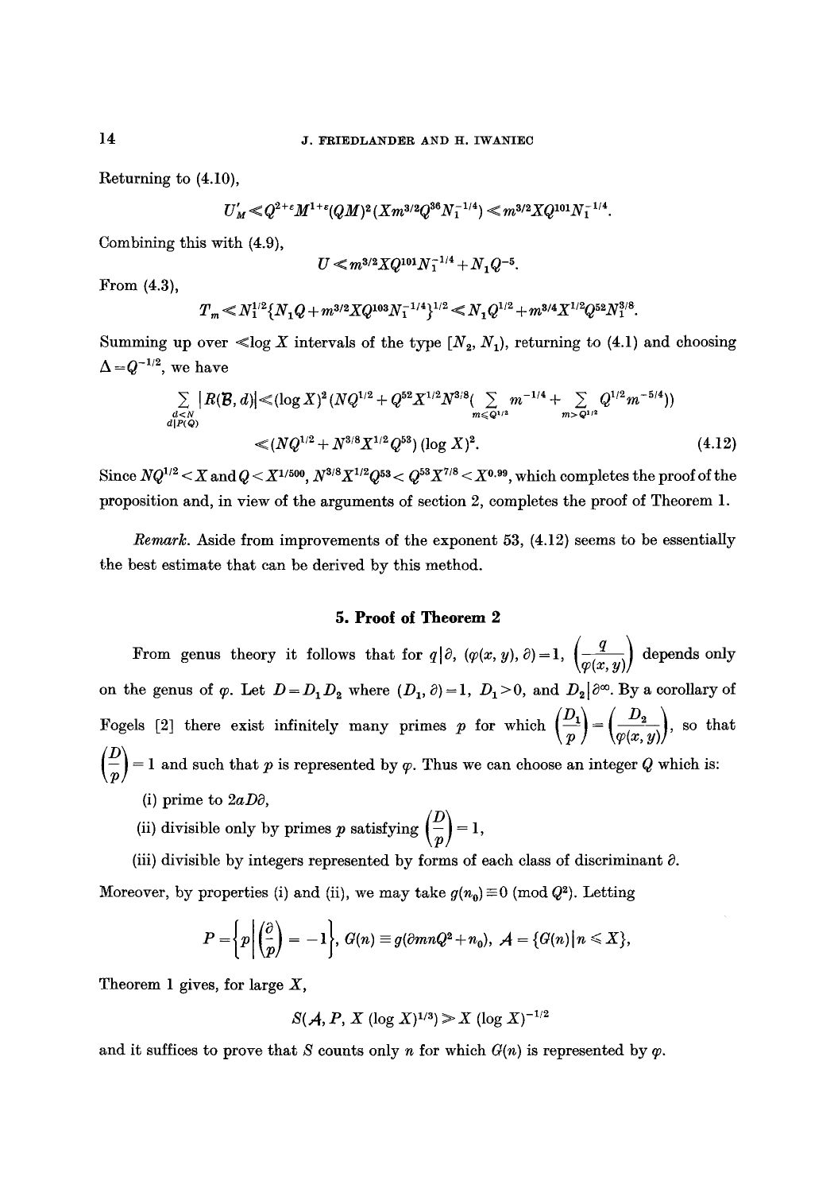Returning to (4.10),

$$U'_M \ll Q^{2+\varepsilon} M^{1+\varepsilon} (QM)^2 (X m^{3/2} Q^{36} N_1^{-1/4}) \ll m^{3/2} X Q^{101} N_1^{-1/4}.$$

Combining this with (4.9),

$$U \ll m^{3/2} X Q^{101} N_1^{-1/4} + N_1 Q^{-5}.$$

From (4.3),

$$T_m \ll N_1^{1/2} \{ N_1 Q + m^{3/2} X Q^{103} N_1^{-1/4} \}^{1/2} \ll N_1 Q^{1/2} + m^{3/4} X^{1/2} Q^{52} N_1^{3/8}.$$

Summing up over $\ll \log X$ intervals of the type $[N_2, N_1)$, returning to (4.1) and choosing $\Delta = Q^{-1/2}$, we have

$$\sum_{\substack{d<N \\ d \mid P(Q)}} |R(\mathcal{B}, d)| \ll (\log X)^2 \Big( N Q^{1/2} + Q^{52} X^{1/2} N^{3/8} \Big( \sum_{m \leqslant Q^{1/2}} m^{-1/4} + \sum_{m > Q^{1/2}} Q^{1/2} m^{-5/4} \Big) \Big)$$

$$\ll (N Q^{1/2} + N^{3/8} X^{1/2} Q^{53}) (\log X)^2. \tag{4.12}$$

Since $NQ^{1/2} < X$ and $Q < X^{1/500}$, $N^{3/8} X^{1/2} Q^{53} < Q^{53} X^{7/8} < X^{0.99}$, which completes the proof of the proposition and, in view of the arguments of section 2, completes the proof of Theorem 1.

*Remark.* Aside from improvements of the exponent 53, (4.12) seems to be essentially the best estimate that can be derived by this method.

## 5. Proof of Theorem 2

From genus theory it follows that for $q \mid \partial$, $(\varphi(x,y), \partial) = 1$, $\left(\dfrac{q}{\varphi(x,y)}\right)$ depends only on the genus of $\varphi$. Let $D = D_1 D_2$ where $(D_1, \partial) = 1$, $D_1 > 0$, and $D_2 \mid \partial^\infty$. By a corollary of Fogels [2] there exist infinitely many primes $p$ for which $\left(\dfrac{D_1}{p}\right) = \left(\dfrac{D_2}{\varphi(x,y)}\right)$, so that $\left(\dfrac{D}{p}\right) = 1$ and such that $p$ is represented by $\varphi$. Thus we can choose an integer $Q$ which is:

(i) prime to $2aD\partial$,

(ii) divisible only by primes $p$ satisfying $\left(\dfrac{D}{p}\right) = 1$,

(iii) divisible by integers represented by forms of each class of discriminant $\partial$.

Moreover, by properties (i) and (ii), we may take $g(n_0) \equiv 0 \pmod{Q^2}$. Letting

$$P = \left\{ p \,\middle|\, \left(\frac{\partial}{p}\right) = -1 \right\}, \quad G(n) \equiv g(\partial m n Q^2 + n_0), \quad \mathcal{A} = \{ G(n) \mid n \leqslant X \},$$

Theorem 1 gives, for large $X$,

$$S(\mathcal{A}, P, X (\log X)^{1/3}) \gg X (\log X)^{-1/2}$$

and it suffices to prove that $S$ counts only $n$ for which $G(n)$ is represented by $\varphi$.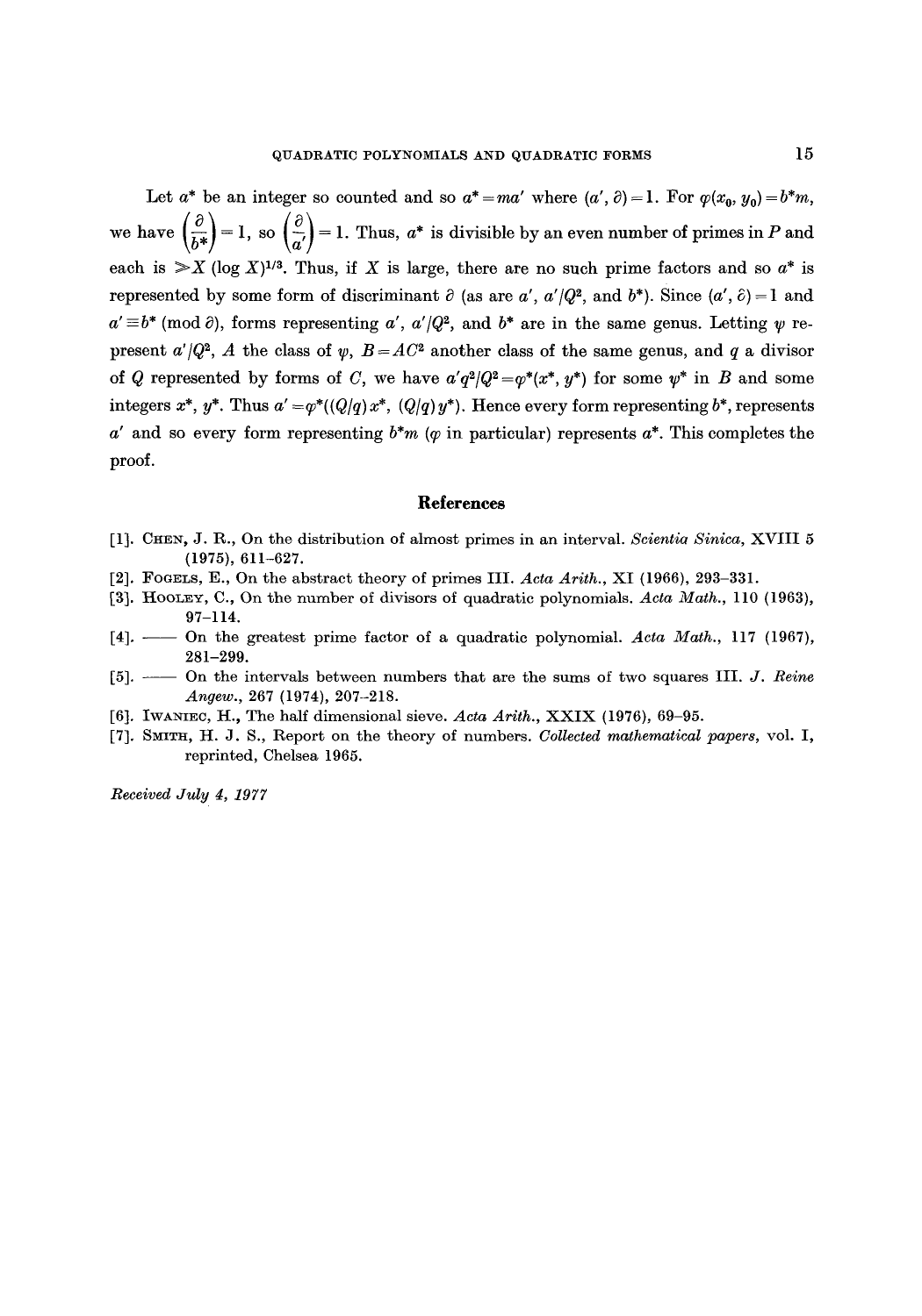Let $a^*$ be an integer so counted and so $a^* = ma'$ where $(a', \partial) = 1$. For $\varphi(x_0, y_0) = b^*m$, we have $\left(\frac{\partial}{b^*}\right) = 1$, so $\left(\frac{\partial}{a'}\right) = 1$. Thus, $a^*$ is divisible by an even number of primes in $P$ and each is $\gg X (\log X)^{1/3}$. Thus, if $X$ is large, there are no such prime factors and so $a^*$ is represented by some form of discriminant $\partial$ (as are $a'$, $a'/Q^2$, and $b^*$). Since $(a', \partial) = 1$ and $a' \equiv b^* \pmod{\partial}$, forms representing $a'$, $a'/Q^2$, and $b^*$ are in the same genus. Letting $\psi$ represent $a'/Q^2$, $A$ the class of $\psi$, $B = AC^2$ another class of the same genus, and $q$ a divisor of $Q$ represented by forms of $C$, we have $a'q^2/Q^2 = \varphi^*(x^*, y^*)$ for some $\psi^*$ in $B$ and some integers $x^*$, $y^*$. Thus $a' = \varphi^*((Q/q)x^*, (Q/q)y^*)$. Hence every form representing $b^*$, represents $a'$ and so every form representing $b^*m$ ($\varphi$ in particular) represents $a^*$. This completes the proof.

## References

[1]. Chen, J. R., On the distribution of almost primes in an interval. *Scientia Sinica*, XVIII 5 (1975), 611–627.

[2]. Fogels, E., On the abstract theory of primes III. *Acta Arith.*, XI (1966), 293–331.

[3]. Hooley, C., On the number of divisors of quadratic polynomials. *Acta Math.*, 110 (1963), 97–114.

[4]. —— On the greatest prime factor of a quadratic polynomial. *Acta Math.*, 117 (1967), 281–299.

[5]. —— On the intervals between numbers that are the sums of two squares III. *J. Reine Angew.*, 267 (1974), 207–218.

[6]. Iwaniec, H., The half dimensional sieve. *Acta Arith.*, XXIX (1976), 69–95.

[7]. Smith, H. J. S., Report on the theory of numbers. *Collected mathematical papers*, vol. I, reprinted, Chelsea 1965.

*Received July 4, 1977*